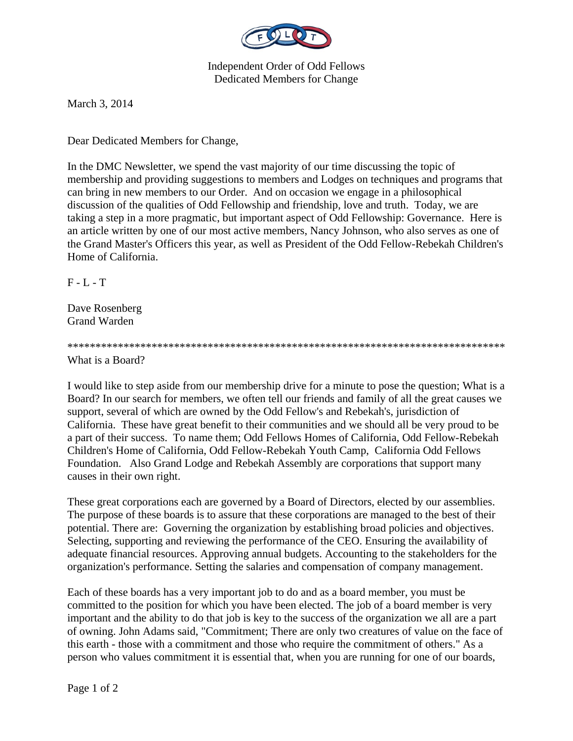Independent Order of Odd Fellows
Dedicated Members for Change

March 3, 2014

Dear Dedicated Members for Change,

In the DMC Newsletter, we spend the vast majority of our time discussing the topic of membership and providing suggestions to members and Lodges on techniques and programs that can bring in new members to our Order. And on occasion we engage in a philosophical discussion of the qualities of Odd Fellowship and friendship, love and truth. Today, we are taking a step in a more pragmatic, but important aspect of Odd Fellowship: Governance. Here is an article written by one of our most active members, Nancy Johnson, who also serves as one of the Grand Master's Officers this year, as well as President of the Odd Fellow-Rebekah Children's Home of California.

F - L - T

Dave Rosenberg
Grand Warden

*******************************************************************************

What is a Board?

I would like to step aside from our membership drive for a minute to pose the question; What is a Board? In our search for members, we often tell our friends and family of all the great causes we support, several of which are owned by the Odd Fellow's and Rebekah's, jurisdiction of California. These have great benefit to their communities and we should all be very proud to be a part of their success. To name them; Odd Fellows Homes of California, Odd Fellow-Rebekah Children's Home of California, Odd Fellow-Rebekah Youth Camp, California Odd Fellows Foundation. Also Grand Lodge and Rebekah Assembly are corporations that support many causes in their own right.

These great corporations each are governed by a Board of Directors, elected by our assemblies. The purpose of these boards is to assure that these corporations are managed to the best of their potential. There are: Governing the organization by establishing broad policies and objectives. Selecting, supporting and reviewing the performance of the CEO. Ensuring the availability of adequate financial resources. Approving annual budgets. Accounting to the stakeholders for the organization's performance. Setting the salaries and compensation of company management.

Each of these boards has a very important job to do and as a board member, you must be committed to the position for which you have been elected. The job of a board member is very important and the ability to do that job is key to the success of the organization we all are a part of owning. John Adams said, "Commitment; There are only two creatures of value on the face of this earth - those with a commitment and those who require the commitment of others." As a person who values commitment it is essential that, when you are running for one of our boards,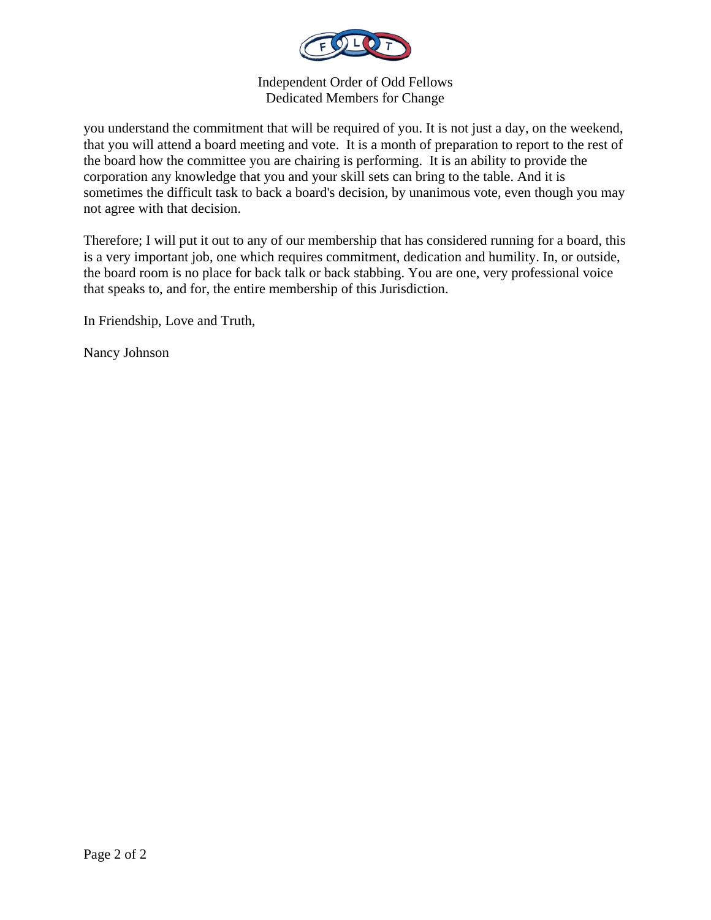you understand the commitment that will be required of you. It is not just a day, on the weekend, that you will attend a board meeting and vote. It is a month of preparation to report to the rest of the board how the committee you are chairing is performing. It is an ability to provide the corporation any knowledge that you and your skill sets can bring to the table. And it is sometimes the difficult task to back a board's decision, by unanimous vote, even though you may not agree with that decision.

Therefore; I will put it out to any of our membership that has considered running for a board, this is a very important job, one which requires commitment, dedication and humility. In, or outside, the board room is no place for back talk or back stabbing. You are one, very professional voice that speaks to, and for, the entire membership of this Jurisdiction.

In Friendship, Love and Truth,

Nancy Johnson